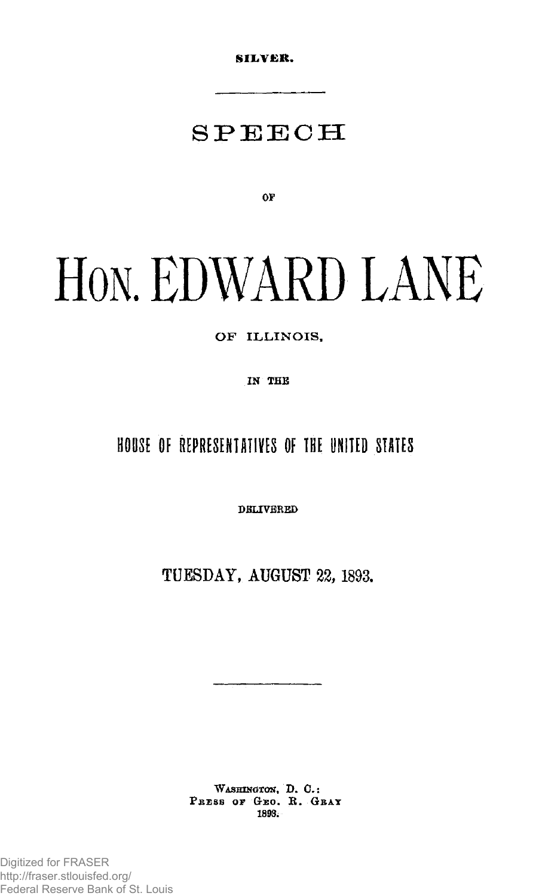SILVER.

# SPEECH

OF

# HON. EDWARD LANE

OF ILLINOIS,

IN THE

## HOUSE OF REPRESENTATIVES OF THE UNITED STATES

DELIVERED

TUESDAY, AUGUST 22, 1893.

WASHINGTON, D. C.:
PRESS OF GEO. R. GRAY
1893.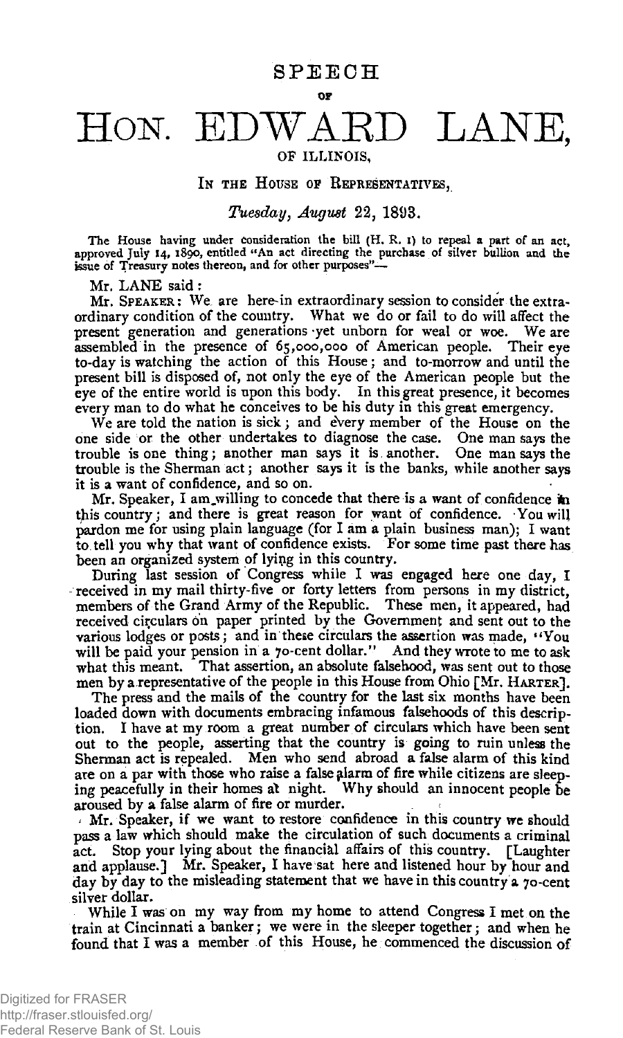# SPEECH

OF

# HON. EDWARD LANE,

OF ILLINOIS,

IN THE HOUSE OF REPRESENTATIVES,

*Tuesday, August* 22, 1893.

The House having under consideration the bill (H. R. 1) to repeal a part of an act, approved July 14, 1890, entitled "An act directing the purchase of silver bullion and the issue of Treasury notes thereon, and for other purposes"—

Mr. LANE said:

Mr. SPEAKER: We are here in extraordinary session to consider the extraordinary condition of the country. What we do or fail to do will affect the present generation and generations yet unborn for weal or woe. We are assembled in the presence of 65,000,000 of American people. Their eye to-day is watching the action of this House; and to-morrow and until the present bill is disposed of, not only the eye of the American people but the eye of the entire world is upon this body. In this great presence, it becomes every man to do what he conceives to be his duty in this great emergency.

We are told the nation is sick; and every member of the House on the one side or the other undertakes to diagnose the case. One man says the trouble is one thing; another man says it is another. One man says the trouble is the Sherman act; another says it is the banks, while another says it is a want of confidence, and so on.

Mr. Speaker, I am willing to concede that there is a want of confidence in this country; and there is great reason for want of confidence. You will pardon me for using plain language (for I am a plain business man); I want to tell you why that want of confidence exists. For some time past there has been an organized system of lying in this country.

During last session of Congress while I was engaged here one day, I received in my mail thirty-five or forty letters from persons in my district, members of the Grand Army of the Republic. These men, it appeared, had received circulars on paper printed by the Government and sent out to the various lodges or posts; and in these circulars the assertion was made, "You will be paid your pension in a 70-cent dollar." And they wrote to me to ask what this meant. That assertion, an absolute falsehood, was sent out to those men by a representative of the people in this House from Ohio [Mr. HARTER].

The press and the mails of the country for the last six months have been loaded down with documents embracing infamous falsehoods of this description. I have at my room a great number of circulars which have been sent out to the people, asserting that the country is going to ruin unless the Sherman act is repealed. Men who send abroad a false alarm of this kind are on a par with those who raise a false alarm of fire while citizens are sleeping peacefully in their homes at night. Why should an innocent people be aroused by a false alarm of fire or murder.

Mr. Speaker, if we want to restore confidence in this country we should pass a law which should make the circulation of such documents a criminal act. Stop your lying about the financial affairs of this country. [Laughter and applause.] Mr. Speaker, I have sat here and listened hour by hour and day by day to the misleading statement that we have in this country a 70-cent silver dollar.

While I was on my way from my home to attend Congress I met on the train at Cincinnati a banker; we were in the sleeper together; and when he found that I was a member of this House, he commenced the discussion of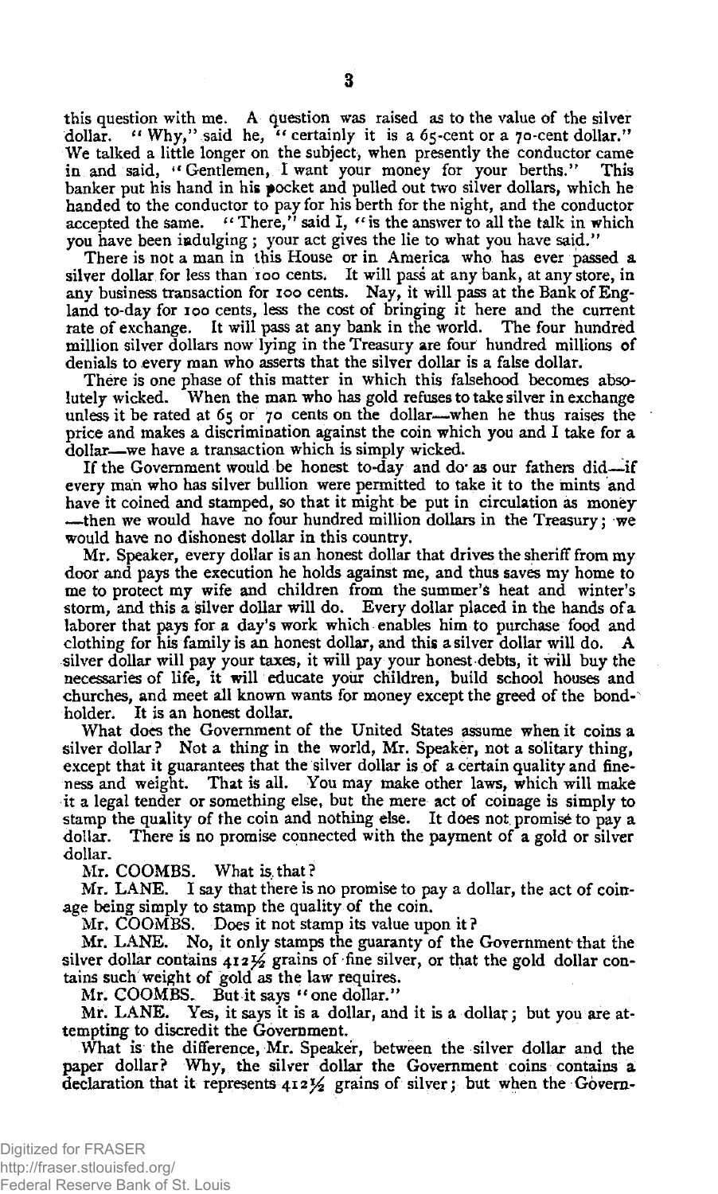this question with me. A question was raised as to the value of the silver dollar. "Why," said he, "certainly it is a 65-cent or a 70-cent dollar." We talked a little longer on the subject, when presently the conductor came in and said, "Gentlemen, I want your money for your berths." This banker put his hand in his pocket and pulled out two silver dollars, which he handed to the conductor to pay for his berth for the night, and the conductor accepted the same. "There," said I, "is the answer to all the talk in which you have been indulging; your act gives the lie to what you have said."

There is not a man in this House or in America who has ever passed a silver dollar for less than 100 cents. It will pass at any bank, at any store, in any business transaction for 100 cents. Nay, it will pass at the Bank of England to-day for 100 cents, less the cost of bringing it here and the current rate of exchange. It will pass at any bank in the world. The four hundred million silver dollars now lying in the Treasury are four hundred millions of denials to every man who asserts that the silver dollar is a false dollar.

There is one phase of this matter in which this falsehood becomes absolutely wicked. When the man who has gold refuses to take silver in exchange unless it be rated at 65 or 70 cents on the dollar—when he thus raises the price and makes a discrimination against the coin which you and I take for a dollar—we have a transaction which is simply wicked.

If the Government would be honest to-day and do as our fathers did—if every man who has silver bullion were permitted to take it to the mints and have it coined and stamped, so that it might be put in circulation as money—then we would have no four hundred million dollars in the Treasury; we would have no dishonest dollar in this country.

Mr. Speaker, every dollar is an honest dollar that drives the sheriff from my door and pays the execution he holds against me, and thus saves my home to me to protect my wife and children from the summer's heat and winter's storm, and this a silver dollar will do. Every dollar placed in the hands of a laborer that pays for a day's work which enables him to purchase food and clothing for his family is an honest dollar, and this a silver dollar will do. A silver dollar will pay your taxes, it will pay your honest debts, it will buy the necessaries of life, it will educate your children, build school houses and churches, and meet all known wants for money except the greed of the bond-holder. It is an honest dollar.

What does the Government of the United States assume when it coins a silver dollar? Not a thing in the world, Mr. Speaker, not a solitary thing, except that it guarantees that the silver dollar is of a certain quality and fineness and weight. That is all. You may make other laws, which will make it a legal tender or something else, but the mere act of coinage is simply to stamp the quality of the coin and nothing else. It does not promise to pay a dollar. There is no promise connected with the payment of a gold or silver dollar.

Mr. COOMBS. What is that?

Mr. LANE. I say that there is no promise to pay a dollar, the act of coinage being simply to stamp the quality of the coin.

Mr. COOMBS. Does it not stamp its value upon it?

Mr. LANE. No, it only stamps the guaranty of the Government that the silver dollar contains 412½ grains of fine silver, or that the gold dollar contains such weight of gold as the law requires.

Mr. COOMBS. But it says "one dollar."

Mr. LANE. Yes, it says it is a dollar, and it is a dollar; but you are attempting to discredit the Government.

What is the difference, Mr. Speaker, between the silver dollar and the paper dollar? Why, the silver dollar the Government coins contains a declaration that it represents 412½ grains of silver; but when the Govern-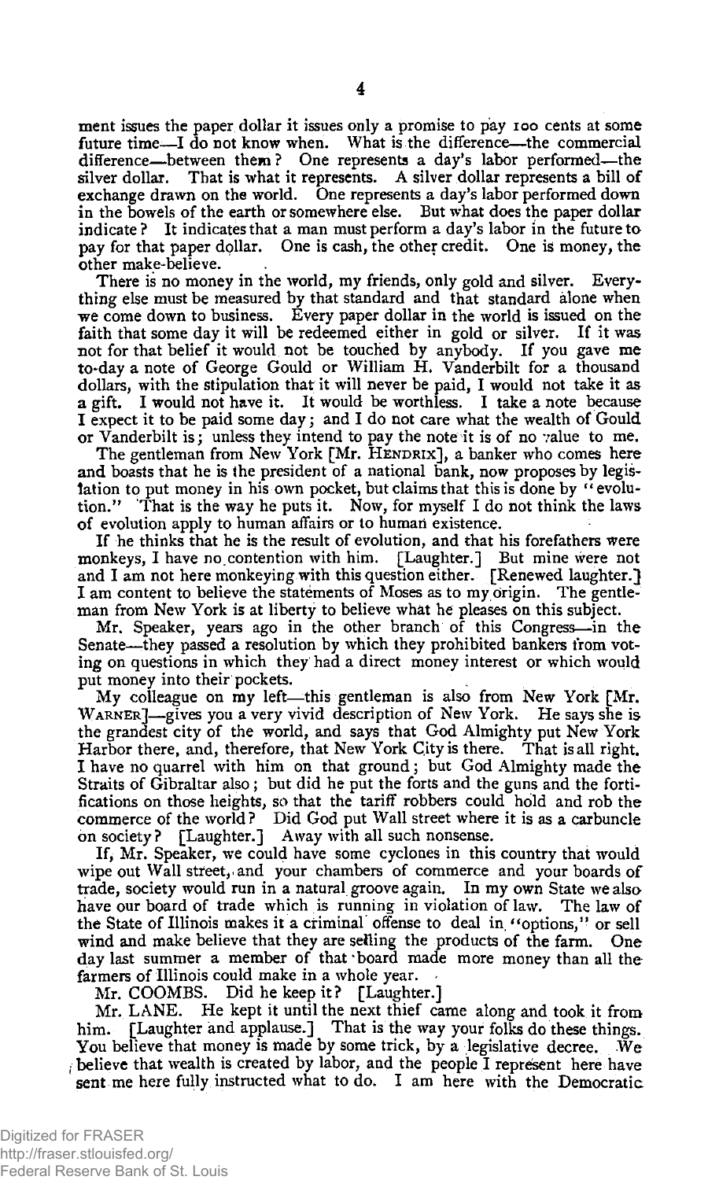ment issues the paper dollar it issues only a promise to pay 100 cents at some future time—I do not know when. What is the difference—the commercial difference—between them? One represents a day's labor performed—the silver dollar. That is what it represents. A silver dollar represents a bill of exchange drawn on the world. One represents a day's labor performed down in the bowels of the earth or somewhere else. But what does the paper dollar indicate? It indicates that a man must perform a day's labor in the future to pay for that paper dollar. One is cash, the other credit. One is money, the other make-believe.

There is no money in the world, my friends, only gold and silver. Everything else must be measured by that standard and that standard alone when we come down to business. Every paper dollar in the world is issued on the faith that some day it will be redeemed either in gold or silver. If it was not for that belief it would not be touched by anybody. If you gave me to-day a note of George Gould or William H. Vanderbilt for a thousand dollars, with the stipulation that it will never be paid, I would not take it as a gift. I would not have it. It would be worthless. I take a note because I expect it to be paid some day; and I do not care what the wealth of Gould or Vanderbilt is; unless they intend to pay the note it is of no value to me.

The gentleman from New York [Mr. HENDRIX], a banker who comes here and boasts that he is the president of a national bank, now proposes by legislation to put money in his own pocket, but claims that this is done by "evolution." That is the way he puts it. Now, for myself I do not think the laws of evolution apply to human affairs or to human existence.

If he thinks that he is the result of evolution, and that his forefathers were monkeys, I have no contention with him. [Laughter.] But mine were not and I am not here monkeying with this question either. [Renewed laughter.] I am content to believe the statements of Moses as to my origin. The gentleman from New York is at liberty to believe what he pleases on this subject.

Mr. Speaker, years ago in the other branch of this Congress—in the Senate—they passed a resolution by which they prohibited bankers from voting on questions in which they had a direct money interest or which would put money into their pockets.

My colleague on my left—this gentleman is also from New York [Mr. WARNER]—gives you a very vivid description of New York. He says she is the grandest city of the world, and says that God Almighty put New York Harbor there, and, therefore, that New York City is there. That is all right. I have no quarrel with him on that ground; but God Almighty made the Straits of Gibraltar also; but did he put the forts and the guns and the fortifications on those heights, so that the tariff robbers could hold and rob the commerce of the world? Did God put Wall street where it is as a carbuncle on society? [Laughter.] Away with all such nonsense.

If, Mr. Speaker, we could have some cyclones in this country that would wipe out Wall street, and your chambers of commerce and your boards of trade, society would run in a natural groove again. In my own State we also have our board of trade which is running in violation of law. The law of the State of Illinois makes it a criminal offense to deal in "options," or sell wind and make believe that they are selling the products of the farm. One day last summer a member of that board made more money than all the farmers of Illinois could make in a whole year.

Mr. COOMBS. Did he keep it? [Laughter.]

Mr. LANE. He kept it until the next thief came along and took it from him. [Laughter and applause.] That is the way your folks do these things. You believe that money is made by some trick, by a legislative decree. We believe that wealth is created by labor, and the people I represent here have sent me here fully instructed what to do. I am here with the Democratic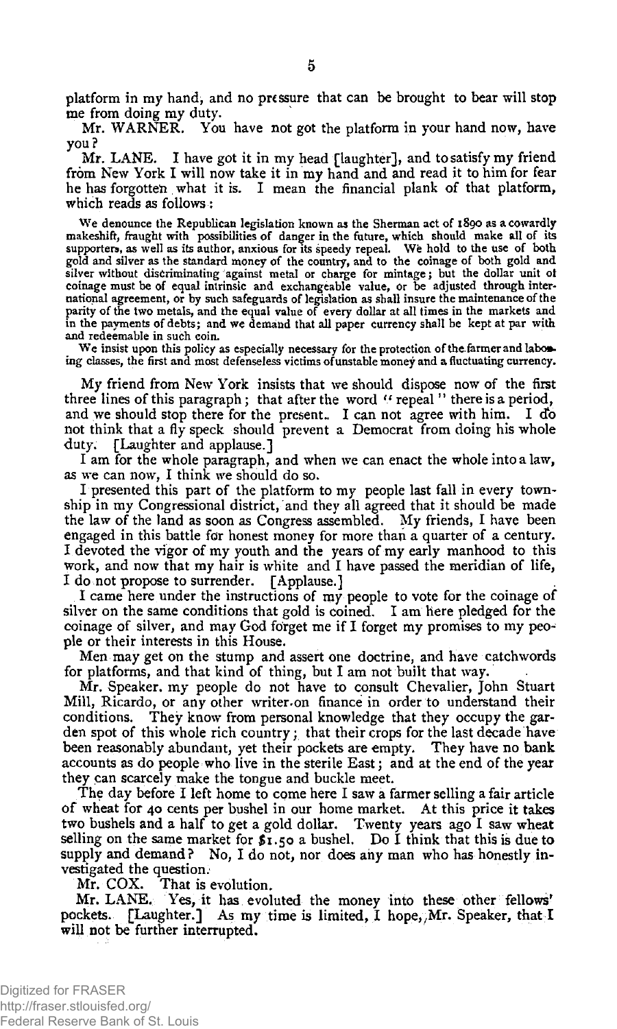platform in my hand, and no pressure that can be brought to bear will stop me from doing my duty.

Mr. WARNER. You have not got the platform in your hand now, have you?

Mr. LANE. I have got it in my head [laughter], and to satisfy my friend from New York I will now take it in my hand and and read it to him for fear he has forgotten what it is. I mean the financial plank of that platform, which reads as follows:

> We denounce the Republican legislation known as the Sherman act of 1890 as a cowardly makeshift, fraught with possibilities of danger in the future, which should make all of its supporters, as well as its author, anxious for its speedy repeal. We hold to the use of both gold and silver as the standard money of the country, and to the coinage of both gold and silver without discriminating against metal or charge for mintage; but the dollar unit of coinage must be of equal intrinsic and exchangeable value, or be adjusted through international agreement, or by such safeguards of legislation as shall insure the maintenance of the parity of the two metals, and the equal value of every dollar at all times in the markets and in the payments of debts; and we demand that all paper currency shall be kept at par with and redeemable in such coin.
>
> We insist upon this policy as especially necessary for the protection of the farmer and laboring classes, the first and most defenseless victims of unstable money and a fluctuating currency.

My friend from New York insists that we should dispose now of the first three lines of this paragraph; that after the word "repeal" there is a period, and we should stop there for the present. I can not agree with him. I do not think that a fly speck should prevent a Democrat from doing his whole duty. [Laughter and applause.]

I am for the whole paragraph, and when we can enact the whole into a law, as we can now, I think we should do so.

I presented this part of the platform to my people last fall in every township in my Congressional district, and they all agreed that it should be made the law of the land as soon as Congress assembled. My friends, I have been engaged in this battle for honest money for more than a quarter of a century. I devoted the vigor of my youth and the years of my early manhood to this work, and now that my hair is white and I have passed the meridian of life, I do not propose to surrender. [Applause.]

I came here under the instructions of my people to vote for the coinage of silver on the same conditions that gold is coined. I am here pledged for the coinage of silver, and may God forget me if I forget my promises to my people or their interests in this House.

Men may get on the stump and assert one doctrine, and have catchwords for platforms, and that kind of thing, but I am not built that way.

Mr. Speaker, my people do not have to consult Chevalier, John Stuart Mill, Ricardo, or any other writer on finance in order to understand their conditions. They know from personal knowledge that they occupy the garden spot of this whole rich country; that their crops for the last decade have been reasonably abundant, yet their pockets are empty. They have no bank accounts as do people who live in the sterile East; and at the end of the year they can scarcely make the tongue and buckle meet.

The day before I left home to come here I saw a farmer selling a fair article of wheat for 40 cents per bushel in our home market. At this price it takes two bushels and a half to get a gold dollar. Twenty years ago I saw wheat selling on the same market for $1.50 a bushel. Do I think that this is due to supply and demand? No, I do not, nor does any man who has honestly investigated the question.

Mr. COX. That is evolution.

Mr. LANE. Yes, it has evoluted the money into these other fellows' pockets. [Laughter.] As my time is limited, I hope, Mr. Speaker, that I will not be further interrupted.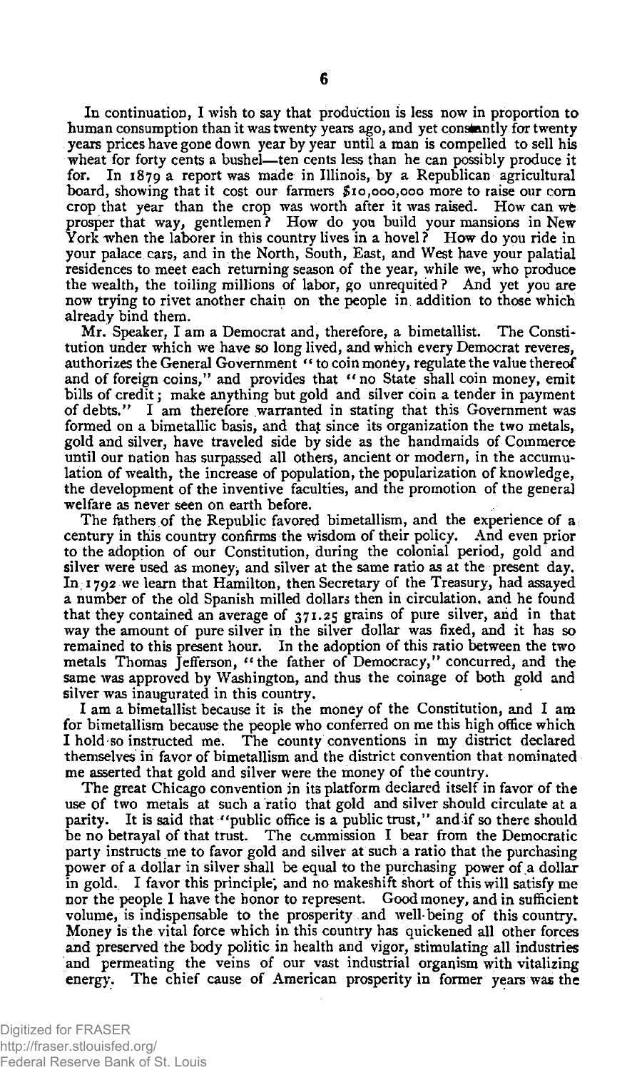In continuation, I wish to say that production is less now in proportion to human consumption than it was twenty years ago, and yet constantly for twenty years prices have gone down year by year until a man is compelled to sell his wheat for forty cents a bushel—ten cents less than he can possibly produce it for. In 1879 a report was made in Illinois, by a Republican agricultural board, showing that it cost our farmers $10,000,000 more to raise our corn crop that year than the crop was worth after it was raised. How can we prosper that way, gentlemen? How do you build your mansions in New York when the laborer in this country lives in a hovel? How do you ride in your palace cars, and in the North, South, East, and West have your palatial residences to meet each returning season of the year, while we, who produce the wealth, the toiling millions of labor, go unrequited? And yet you are now trying to rivet another chain on the people in addition to those which already bind them.

Mr. Speaker, I am a Democrat and, therefore, a bimetallist. The Constitution under which we have so long lived, and which every Democrat reveres, authorizes the General Government "to coin money, regulate the value thereof and of foreign coins," and provides that "no State shall coin money, emit bills of credit; make anything but gold and silver coin a tender in payment of debts." I am therefore warranted in stating that this Government was formed on a bimetallic basis, and that since its organization the two metals, gold and silver, have traveled side by side as the handmaids of Commerce until our nation has surpassed all others, ancient or modern, in the accumulation of wealth, the increase of population, the popularization of knowledge, the development of the inventive faculties, and the promotion of the general welfare as never seen on earth before.

The fathers of the Republic favored bimetallism, and the experience of a century in this country confirms the wisdom of their policy. And even prior to the adoption of our Constitution, during the colonial period, gold and silver were used as money, and silver at the same ratio as at the present day. In 1792 we learn that Hamilton, then Secretary of the Treasury, had assayed a number of the old Spanish milled dollars then in circulation, and he found that they contained an average of 371.25 grains of pure silver, and in that way the amount of pure silver in the silver dollar was fixed, and it has so remained to this present hour. In the adoption of this ratio between the two metals Thomas Jefferson, "the father of Democracy," concurred, and the same was approved by Washington, and thus the coinage of both gold and silver was inaugurated in this country.

I am a bimetallist because it is the money of the Constitution, and I am for bimetallism because the people who conferred on me this high office which I hold so instructed me. The county conventions in my district declared themselves in favor of bimetallism and the district convention that nominated me asserted that gold and silver were the money of the country.

The great Chicago convention in its platform declared itself in favor of the use of two metals at such a ratio that gold and silver should circulate at a parity. It is said that "public office is a public trust," and if so there should be no betrayal of that trust. The commission I bear from the Democratic party instructs me to favor gold and silver at such a ratio that the purchasing power of a dollar in silver shall be equal to the purchasing power of a dollar in gold. I favor this principle, and no makeshift short of this will satisfy me nor the people I have the honor to represent. Good money, and in sufficient volume, is indispensable to the prosperity and well-being of this country. Money is the vital force which in this country has quickened all other forces and preserved the body politic in health and vigor, stimulating all industries and permeating the veins of our vast industrial organism with vitalizing energy. The chief cause of American prosperity in former years was the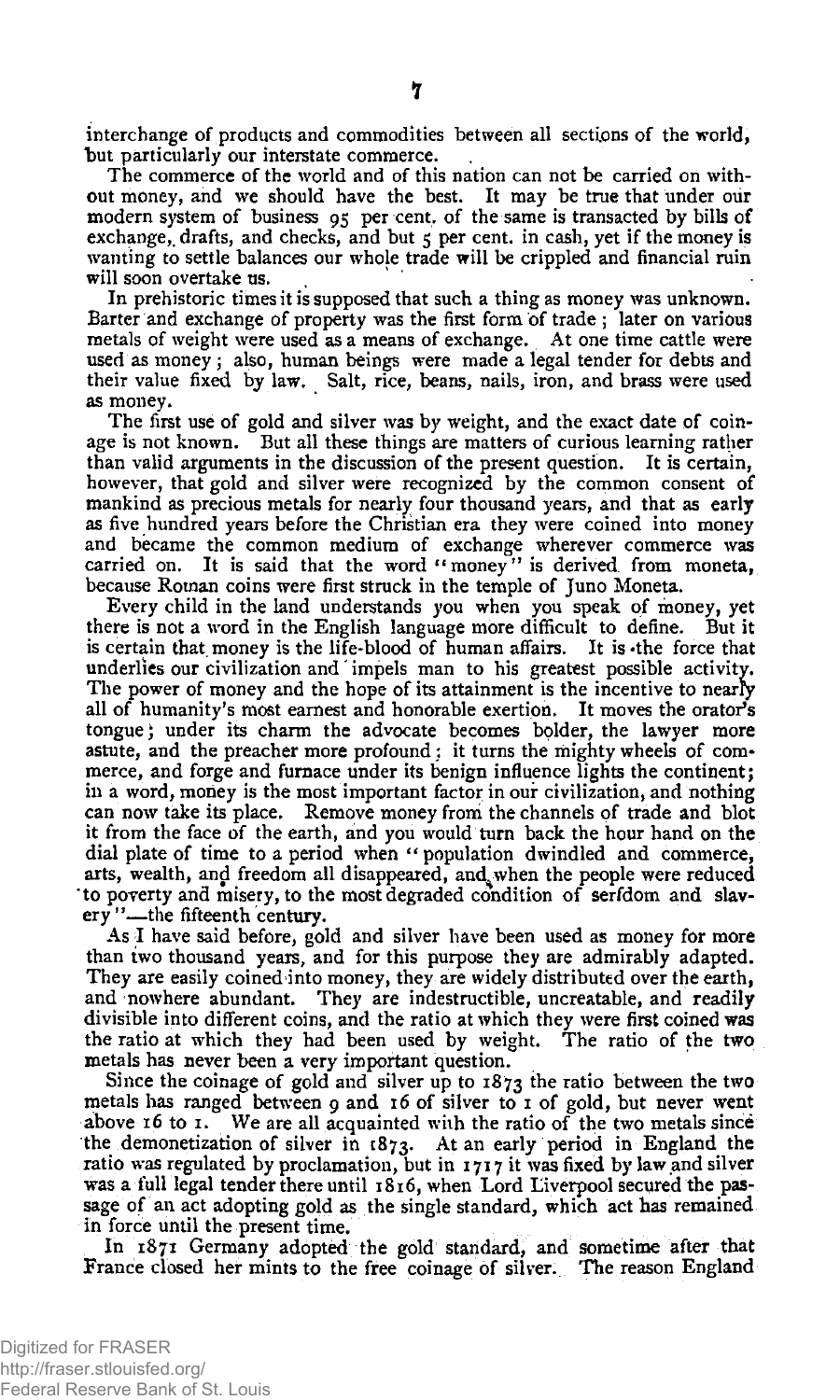interchange of products and commodities between all sections of the world, but particularly our interstate commerce.

The commerce of the world and of this nation can not be carried on without money, and we should have the best. It may be true that under our modern system of business 95 per cent. of the same is transacted by bills of exchange, drafts, and checks, and but 5 per cent. in cash, yet if the money is wanting to settle balances our whole trade will be crippled and financial ruin will soon overtake us.

In prehistoric times it is supposed that such a thing as money was unknown. Barter and exchange of property was the first form of trade; later on various metals of weight were used as a means of exchange. At one time cattle were used as money; also, human beings were made a legal tender for debts and their value fixed by law. Salt, rice, beans, nails, iron, and brass were used as money.

The first use of gold and silver was by weight, and the exact date of coinage is not known. But all these things are matters of curious learning rather than valid arguments in the discussion of the present question. It is certain, however, that gold and silver were recognized by the common consent of mankind as precious metals for nearly four thousand years, and that as early as five hundred years before the Christian era they were coined into money and became the common medium of exchange wherever commerce was carried on. It is said that the word "money" is derived from moneta, because Roman coins were first struck in the temple of Juno Moneta.

Every child in the land understands you when you speak of money, yet there is not a word in the English language more difficult to define. But it is certain that money is the life-blood of human affairs. It is the force that underlies our civilization and impels man to his greatest possible activity. The power of money and the hope of its attainment is the incentive to nearly all of humanity's most earnest and honorable exertion. It moves the orator's tongue; under its charm the advocate becomes bolder, the lawyer more astute, and the preacher more profound; it turns the mighty wheels of commerce, and forge and furnace under its benign influence lights the continent; in a word, money is the most important factor in our civilization, and nothing can now take its place. Remove money from the channels of trade and blot it from the face of the earth, and you would turn back the hour hand on the dial plate of time to a period when "population dwindled and commerce, arts, wealth, and freedom all disappeared, and when the people were reduced to poverty and misery, to the most degraded condition of serfdom and slavery"—the fifteenth century.

As I have said before, gold and silver have been used as money for more than two thousand years, and for this purpose they are admirably adapted. They are easily coined into money, they are widely distributed over the earth, and nowhere abundant. They are indestructible, uncreatable, and readily divisible into different coins, and the ratio at which they were first coined was the ratio at which they had been used by weight. The ratio of the two metals has never been a very important question.

Since the coinage of gold and silver up to 1873 the ratio between the two metals has ranged between 9 and 16 of silver to 1 of gold, but never went above 16 to 1. We are all acquainted with the ratio of the two metals since the demonetization of silver in 1873. At an early period in England the ratio was regulated by proclamation, but in 1717 it was fixed by law and silver was a full legal tender there until 1816, when Lord Liverpool secured the passage of an act adopting gold as the single standard, which act has remained in force until the present time.

In 1871 Germany adopted the gold standard, and sometime after that France closed her mints to the free coinage of silver. The reason England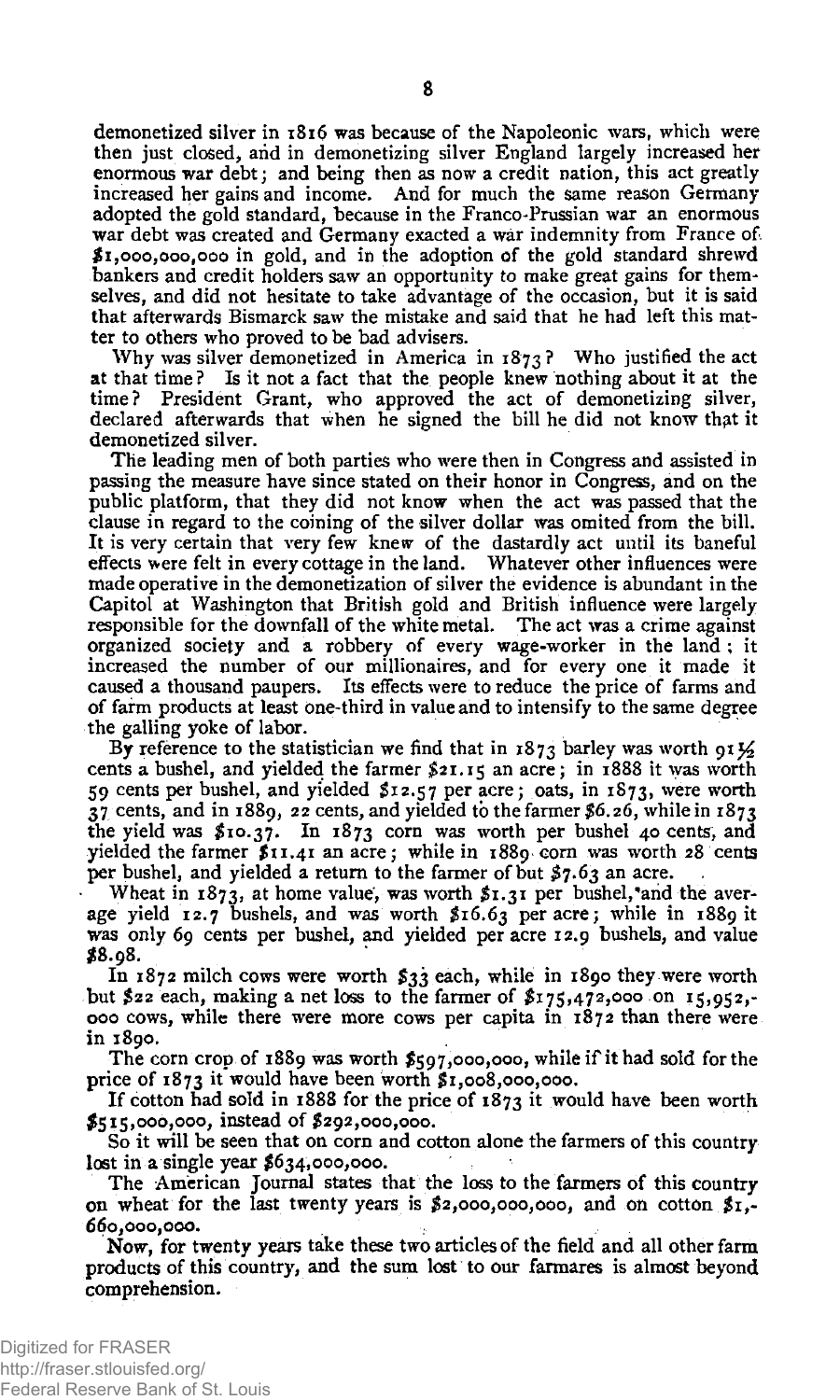demonetized silver in 1816 was because of the Napoleonic wars, which were then just closed, and in demonetizing silver England largely increased her enormous war debt; and being then as now a credit nation, this act greatly increased her gains and income. And for much the same reason Germany adopted the gold standard, because in the Franco-Prussian war an enormous war debt was created and Germany exacted a war indemnity from France of $1,000,000,000 in gold, and in the adoption of the gold standard shrewd bankers and credit holders saw an opportunity to make great gains for themselves, and did not hesitate to take advantage of the occasion, but it is said that afterwards Bismarck saw the mistake and said that he had left this matter to others who proved to be bad advisers.

Why was silver demonetized in America in 1873? Who justified the act at that time? Is it not a fact that the people knew nothing about it at the time? President Grant, who approved the act of demonetizing silver, declared afterwards that when he signed the bill he did not know that it demonetized silver.

The leading men of both parties who were then in Congress and assisted in passing the measure have since stated on their honor in Congress, and on the public platform, that they did not know when the act was passed that the clause in regard to the coining of the silver dollar was omited from the bill. It is very certain that very few knew of the dastardly act until its baneful effects were felt in every cottage in the land. Whatever other influences were made operative in the demonetization of silver the evidence is abundant in the Capitol at Washington that British gold and British influence were largely responsible for the downfall of the white metal. The act was a crime against organized society and a robbery of every wage-worker in the land; it increased the number of our millionaires, and for every one it made it caused a thousand paupers. Its effects were to reduce the price of farms and of farm products at least one-third in value and to intensify to the same degree the galling yoke of labor.

By reference to the statistician we find that in 1873 barley was worth 91½ cents a bushel, and yielded the farmer $21.15 an acre; in 1888 it was worth 59 cents per bushel, and yielded $12.57 per acre; oats, in 1873, were worth 37 cents, and in 1889, 22 cents, and yielded to the farmer $6.26, while in 1873 the yield was $10.37. In 1873 corn was worth per bushel 40 cents, and yielded the farmer $11.41 an acre; while in 1889 corn was worth 28 cents per bushel, and yielded a return to the farmer of but $7.63 an acre.

Wheat in 1873, at home value, was worth $1.31 per bushel, and the average yield 12.7 bushels, and was worth $16.63 per acre; while in 1889 it was only 69 cents per bushel, and yielded per acre 12.9 bushels, and value $8.98.

In 1872 milch cows were worth $33 each, while in 1890 they were worth but $22 each, making a net loss to the farmer of $175,472,000 on 15,952,000 cows, while there were more cows per capita in 1872 than there were in 1890.

The corn crop of 1889 was worth $597,000,000, while if it had sold for the price of 1873 it would have been worth $1,008,000,000.

If cotton had sold in 1888 for the price of 1873 it would have been worth $515,000,000, instead of $292,000,000.

So it will be seen that on corn and cotton alone the farmers of this country lost in a single year $634,000,000.

The American Journal states that the loss to the farmers of this country on wheat for the last twenty years is $2,000,000,000, and on cotton $1,660,000,000.

Now, for twenty years take these two articles of the field and all other farm products of this country, and the sum lost to our farmares is almost beyond comprehension.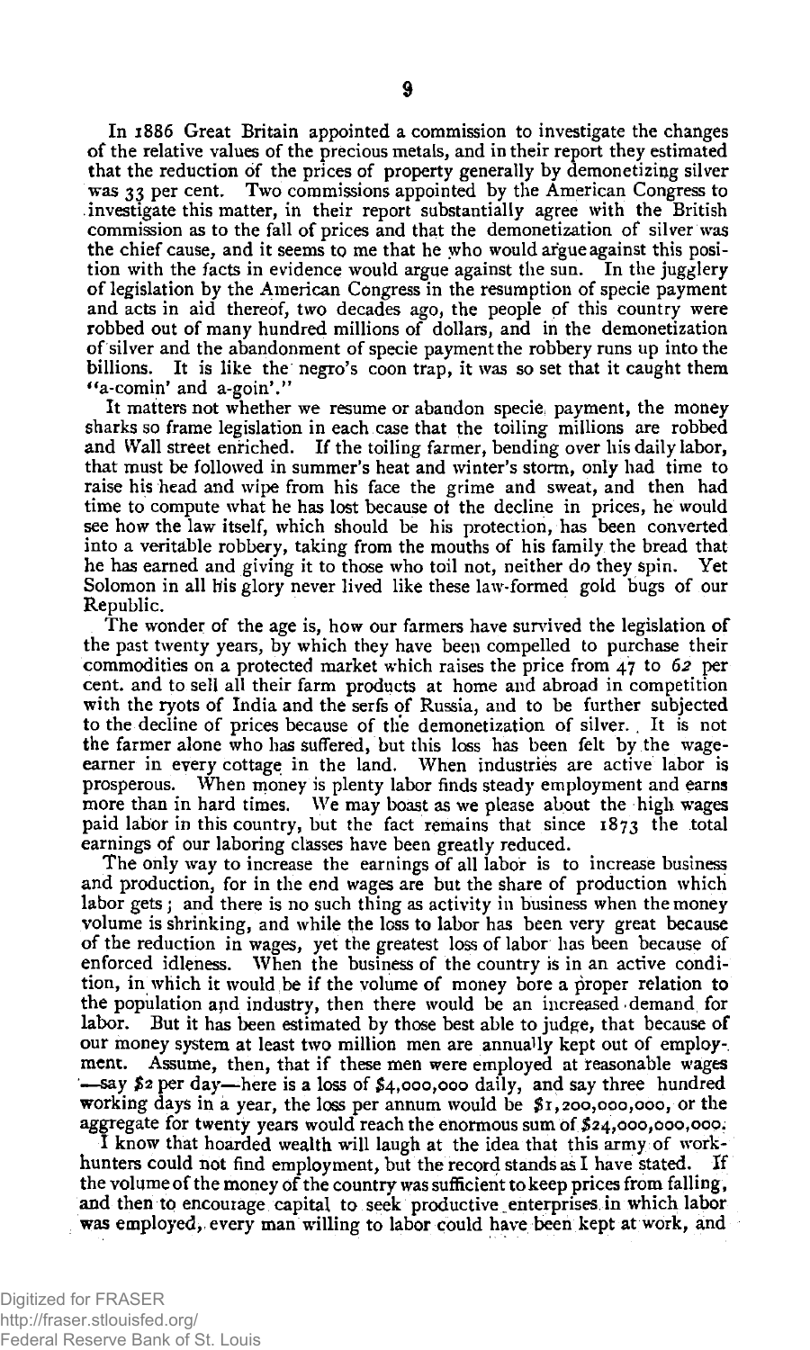In 1886 Great Britain appointed a commission to investigate the changes of the relative values of the precious metals, and in their report they estimated that the reduction of the prices of property generally by demonetizing silver was 33 per cent. Two commissions appointed by the American Congress to investigate this matter, in their report substantially agree with the British commission as to the fall of prices and that the demonetization of silver was the chief cause, and it seems to me that he who would argue against this position with the facts in evidence would argue against the sun. In the jugglery of legislation by the American Congress in the resumption of specie payment and acts in aid thereof, two decades ago, the people of this country were robbed out of many hundred millions of dollars, and in the demonetization of silver and the abandonment of specie payment the robbery runs up into the billions. It is like the negro's coon trap, it was so set that it caught them "a-comin' and a-goin'."

It matters not whether we resume or abandon specie payment, the money sharks so frame legislation in each case that the toiling millions are robbed and Wall street enriched. If the toiling farmer, bending over his daily labor, that must be followed in summer's heat and winter's storm, only had time to raise his head and wipe from his face the grime and sweat, and then had time to compute what he has lost because of the decline in prices, he would see how the law itself, which should be his protection, has been converted into a veritable robbery, taking from the mouths of his family the bread that he has earned and giving it to those who toil not, neither do they spin. Yet Solomon in all his glory never lived like these law-formed gold bugs of our Republic.

The wonder of the age is, how our farmers have survived the legislation of the past twenty years, by which they have been compelled to purchase their commodities on a protected market which raises the price from 47 to 62 per cent. and to sell all their farm products at home and abroad in competition with the ryots of India and the serfs of Russia, and to be further subjected to the decline of prices because of the demonetization of silver. It is not the farmer alone who has suffered, but this loss has been felt by the wage-earner in every cottage in the land. When industries are active labor is prosperous. When money is plenty labor finds steady employment and earns more than in hard times. We may boast as we please about the high wages paid labor in this country, but the fact remains that since 1873 the total earnings of our laboring classes have been greatly reduced.

The only way to increase the earnings of all labor is to increase business and production, for in the end wages are but the share of production which labor gets; and there is no such thing as activity in business when the money volume is shrinking, and while the loss to labor has been very great because of the reduction in wages, yet the greatest loss of labor has been because of enforced idleness. When the business of the country is in an active condition, in which it would be if the volume of money bore a proper relation to the population and industry, then there would be an increased demand for labor. But it has been estimated by those best able to judge, that because of our money system at least two million men are annually kept out of employment. Assume, then, that if these men were employed at reasonable wages —say $2 per day—here is a loss of $4,000,000 daily, and say three hundred working days in a year, the loss per annum would be $1,200,000,000, or the aggregate for twenty years would reach the enormous sum of $24,000,000,000.

I know that hoarded wealth will laugh at the idea that this army of work-hunters could not find employment, but the record stands as I have stated. If the volume of the money of the country was sufficient to keep prices from falling, and then to encourage capital to seek productive enterprises in which labor was employed, every man willing to labor could have been kept at work, and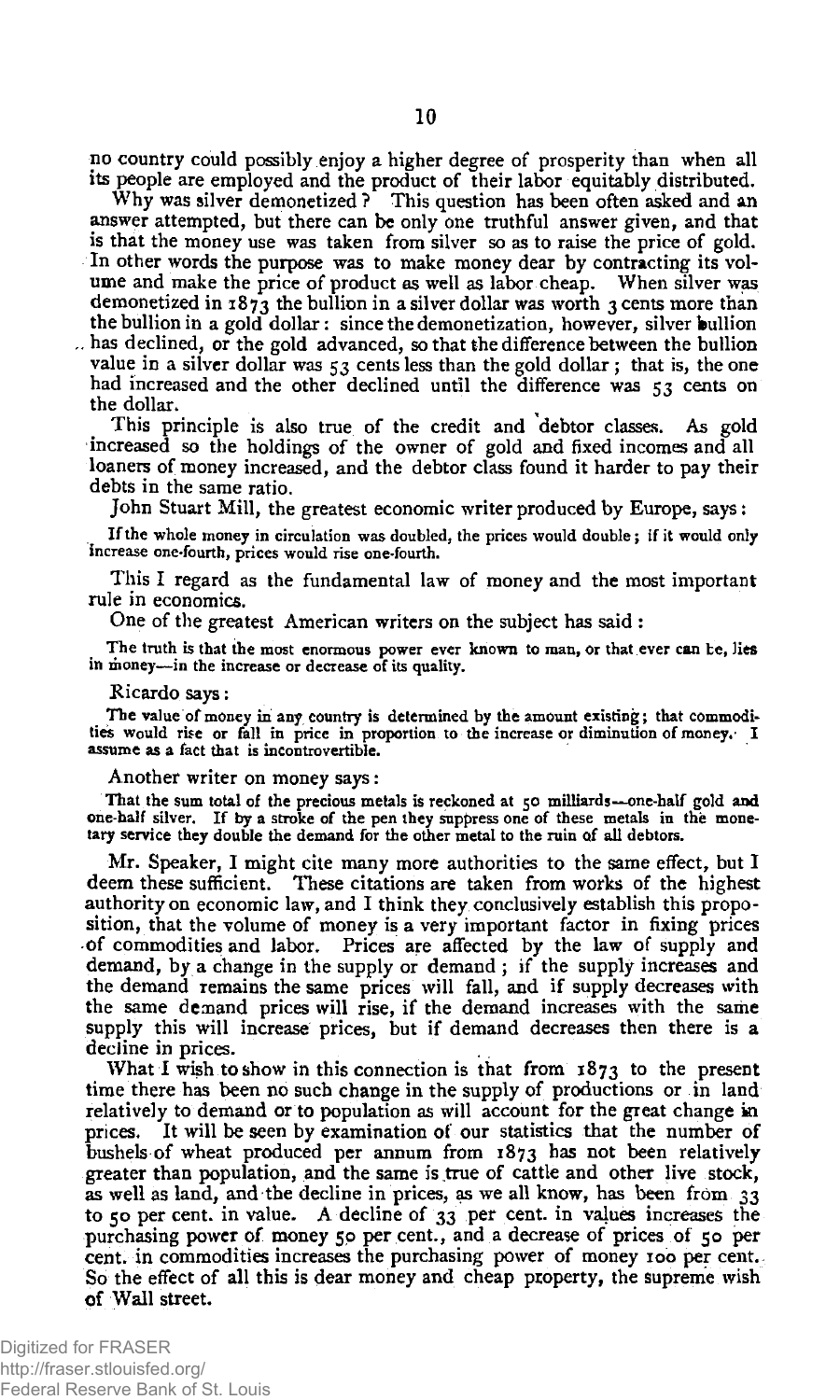no country could possibly enjoy a higher degree of prosperity than when all its people are employed and the product of their labor equitably distributed.

Why was silver demonetized? This question has been often asked and an answer attempted, but there can be only one truthful answer given, and that is that the money use was taken from silver so as to raise the price of gold. In other words the purpose was to make money dear by contracting its volume and make the price of product as well as labor cheap. When silver was demonetized in 1873 the bullion in a silver dollar was worth 3 cents more than the bullion in a gold dollar: since the demonetization, however, silver bullion has declined, or the gold advanced, so that the difference between the bullion value in a silver dollar was 53 cents less than the gold dollar; that is, the one had increased and the other declined until the difference was 53 cents on the dollar.

This principle is also true of the credit and debtor classes. As gold increased so the holdings of the owner of gold and fixed incomes and all loaners of money increased, and the debtor class found it harder to pay their debts in the same ratio.

John Stuart Mill, the greatest economic writer produced by Europe, says:

> If the whole money in circulation was doubled, the prices would double; if it would only increase one-fourth, prices would rise one-fourth.

This I regard as the fundamental law of money and the most important rule in economics.

One of the greatest American writers on the subject has said:

> The truth is that the most enormous power ever known to man, or that ever can be, lies in money—in the increase or decrease of its quality.

Ricardo says:

> The value of money in any country is determined by the amount existing; that commodities would rise or fall in price in proportion to the increase or diminution of money. I assume as a fact that is incontrovertible.

Another writer on money says:

> That the sum total of the precious metals is reckoned at 50 milliards—one-half gold and one-half silver. If by a stroke of the pen they suppress one of these metals in the monetary service they double the demand for the other metal to the ruin of all debtors.

Mr. Speaker, I might cite many more authorities to the same effect, but I deem these sufficient. These citations are taken from works of the highest authority on economic law, and I think they conclusively establish this proposition, that the volume of money is a very important factor in fixing prices of commodities and labor. Prices are affected by the law of supply and demand, by a change in the supply or demand; if the supply increases and the demand remains the same prices will fall, and if supply decreases with the same demand prices will rise, if the demand increases with the same supply this will increase prices, but if demand decreases then there is a decline in prices.

What I wish to show in this connection is that from 1873 to the present time there has been no such change in the supply of productions or in land relatively to demand or to population as will account for the great change in prices. It will be seen by examination of our statistics that the number of bushels of wheat produced per annum from 1873 has not been relatively greater than population, and the same is true of cattle and other live stock, as well as land, and the decline in prices, as we all know, has been from 33 to 50 per cent. in value. A decline of 33 per cent. in values increases the purchasing power of money 50 per cent., and a decrease of prices of 50 per cent. in commodities increases the purchasing power of money 100 per cent. So the effect of all this is dear money and cheap property, the supreme wish of Wall street.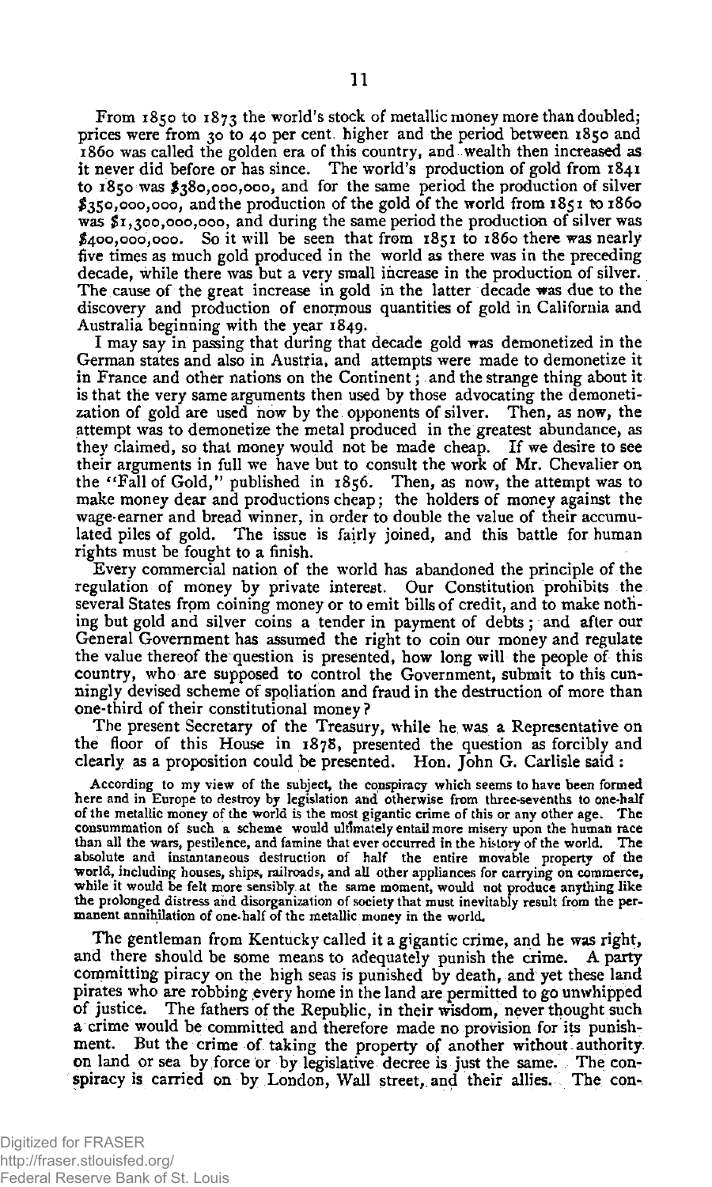From 1850 to 1873 the world's stock of metallic money more than doubled; prices were from 30 to 40 per cent. higher and the period between 1850 and 1860 was called the golden era of this country, and wealth then increased as it never did before or has since. The world's production of gold from 1841 to 1850 was $380,000,000, and for the same period the production of silver $350,000,000, and the production of the gold of the world from 1851 to 1860 was $1,300,000,000, and during the same period the production of silver was $400,000,000. So it will be seen that from 1851 to 1860 there was nearly five times as much gold produced in the world as there was in the preceding decade, while there was but a very small increase in the production of silver. The cause of the great increase in gold in the latter decade was due to the discovery and production of enormous quantities of gold in California and Australia beginning with the year 1849.

I may say in passing that during that decade gold was demonetized in the German states and also in Austria, and attempts were made to demonetize it in France and other nations on the Continent; and the strange thing about it is that the very same arguments then used by those advocating the demonetization of gold are used now by the opponents of silver. Then, as now, the attempt was to demonetize the metal produced in the greatest abundance, as they claimed, so that money would not be made cheap. If we desire to see their arguments in full we have but to consult the work of Mr. Chevalier on the "Fall of Gold," published in 1856. Then, as now, the attempt was to make money dear and productions cheap; the holders of money against the wage-earner and bread winner, in order to double the value of their accumulated piles of gold. The issue is fairly joined, and this battle for human rights must be fought to a finish.

Every commercial nation of the world has abandoned the principle of the regulation of money by private interest. Our Constitution prohibits the several States from coining money or to emit bills of credit, and to make nothing but gold and silver coins a tender in payment of debts; and after our General Government has assumed the right to coin our money and regulate the value thereof the question is presented, how long will the people of this country, who are supposed to control the Government, submit to this cunningly devised scheme of spoliation and fraud in the destruction of more than one-third of their constitutional money?

The present Secretary of the Treasury, while he was a Representative on the floor of this House in 1878, presented the question as forcibly and clearly as a proposition could be presented. Hon. John G. Carlisle said:

> According to my view of the subject, the conspiracy which seems to have been formed here and in Europe to destroy by legislation and otherwise from three-sevenths to one-half of the metallic money of the world is the most gigantic crime of this or any other age. The consummation of such a scheme would ultimately entail more misery upon the human race than all the wars, pestilence, and famine that ever occurred in the history of the world. The absolute and instantaneous destruction of half the entire movable property of the world, including houses, ships, railroads, and all other appliances for carrying on commerce, while it would be felt more sensibly at the same moment, would not produce anything like the prolonged distress and disorganization of society that must inevitably result from the permanent annihilation of one-half of the metallic money in the world.

The gentleman from Kentucky called it a gigantic crime, and he was right, and there should be some means to adequately punish the crime. A party committing piracy on the high seas is punished by death, and yet these land pirates who are robbing every home in the land are permitted to go unwhipped of justice. The fathers of the Republic, in their wisdom, never thought such a crime would be committed and therefore made no provision for its punishment. But the crime of taking the property of another without authority on land or sea by force or by legislative decree is just the same. The conspiracy is carried on by London, Wall street, and their allies. The con-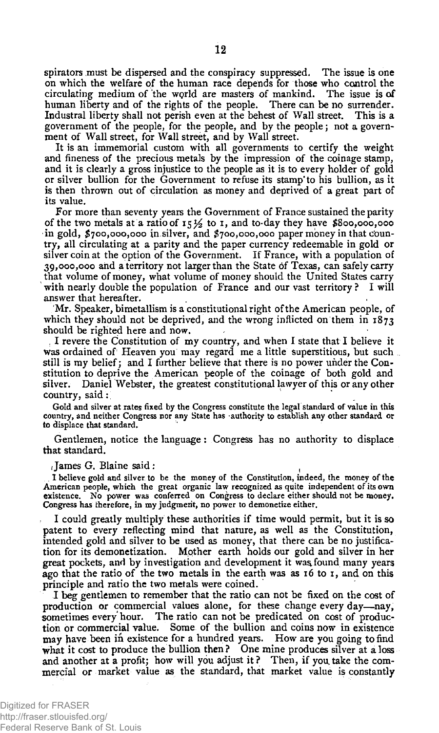spirators must be dispersed and the conspiracy suppressed. The issue is one on which the welfare of the human race depends for those who control the circulating medium of the world are masters of mankind. The issue is of human liberty and of the rights of the people. There can be no surrender. Industral liberty shall not perish even at the behest of Wall street. This is a government of the people, for the people, and by the people; not a government of Wall street, for Wall street, and by Wall street.

It is an immemorial custom with all governments to certify the weight and fineness of the precious metals by the impression of the coinage stamp, and it is clearly a gross injustice to the people as it is to every holder of gold or silver bullion for the Government to refuse its stamp to his bullion, as it is then thrown out of circulation as money and deprived of a great part of its value.

For more than seventy years the Government of France sustained the parity of the two metals at a ratio of 15½ to 1, and to-day they have $800,000,000 in gold, $700,000,000 in silver, and $700,000,000 paper money in that country, all circulating at a parity and the paper currency redeemable in gold or silver coin at the option of the Government. If France, with a population of 39,000,000 and a territory not larger than the State of Texas, can safely carry that volume of money, what volume of money should the United States carry with nearly double the population of France and our vast territory? I will answer that hereafter.

Mr. Speaker, bimetallism is a constitutional right of the American people, of which they should not be deprived, and the wrong inflicted on them in 1873 should be righted here and now.

I revere the Constitution of my country, and when I state that I believe it was ordained of Heaven you may regard me a little superstitious, but such still is my belief; and I further believe that there is no power under the Constitution to deprive the American people of the coinage of both gold and silver. Daniel Webster, the greatest constitutional lawyer of this or any other country, said:

> Gold and silver at rates fixed by the Congress constitute the legal standard of value in this country, and neither Congress nor any State has authority to establish any other standard or to displace that standard.

Gentlemen, notice the language: Congress has no authority to displace that standard.

James G. Blaine said:

> I believe gold and silver to be the money of the Constitution, indeed, the money of the American people, which the great organic law recognized as quite independent of its own existence. No power was conferred on Congress to declare either should not be money. Congress has therefore, in my judgment, no power to demonetize either.

I could greatly multiply these authorities if time would permit, but it is so patent to every reflecting mind that nature, as well as the Constitution, intended gold and silver to be used as money, that there can be no justification for its demonetization. Mother earth holds our gold and silver in her great pockets, and by investigation and development it was found many years ago that the ratio of the two metals in the earth was as 16 to 1, and on this principle and ratio the two metals were coined.

I beg gentlemen to remember that the ratio can not be fixed on the cost of production or commercial values alone, for these change every day—nay, sometimes every hour. The ratio can not be predicated on cost of production or commercial value. Some of the bullion and coins now in existence may have been in existence for a hundred years. How are you going to find what it cost to produce the bullion then? One mine produces silver at a loss and another at a profit; how will you adjust it? Then, if you take the commercial or market value as the standard, that market value is constantly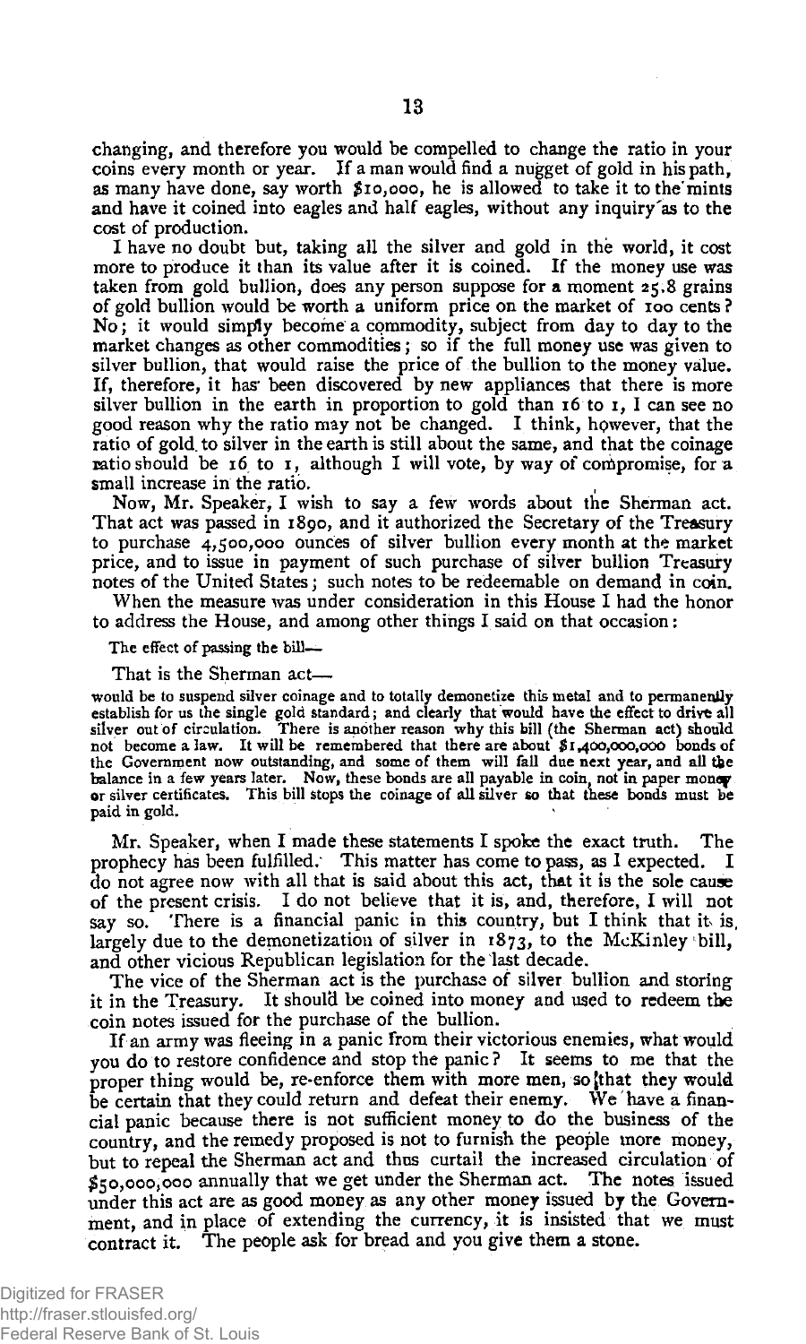changing, and therefore you would be compelled to change the ratio in your coins every month or year. If a man would find a nugget of gold in his path, as many have done, say worth $10,000, he is allowed to take it to the mints and have it coined into eagles and half eagles, without any inquiry as to the cost of production.

I have no doubt but, taking all the silver and gold in the world, it cost more to produce it than its value after it is coined. If the money use was taken from gold bullion, does any person suppose for a moment 25.8 grains of gold bullion would be worth a uniform price on the market of 100 cents? No; it would simply become a commodity, subject from day to day to the market changes as other commodities; so if the full money use was given to silver bullion, that would raise the price of the bullion to the money value. If, therefore, it has been discovered by new appliances that there is more silver bullion in the earth in proportion to gold than 16 to 1, I can see no good reason why the ratio may not be changed. I think, however, that the ratio of gold to silver in the earth is still about the same, and that the coinage ratio should be 16 to 1, although I will vote, by way of compromise, for a small increase in the ratio.

Now, Mr. Speaker, I wish to say a few words about the Sherman act. That act was passed in 1890, and it authorized the Secretary of the Treasury to purchase 4,500,000 ounces of silver bullion every month at the market price, and to issue in payment of such purchase of silver bullion Treasury notes of the United States; such notes to be redeemable on demand in coin.

When the measure was under consideration in this House I had the honor to address the House, and among other things I said on that occasion:

The effect of passing the bill—

That is the Sherman act—

would be to suspend silver coinage and to totally demonetize this metal and to permanently establish for us the single gold standard; and clearly that would have the effect to drive all silver out of circulation. There is another reason why this bill (the Sherman act) should not become a law. It will be remembered that there are about $1,400,000,000 bonds of the Government now outstanding, and some of them will fall due next year, and all the balance in a few years later. Now, these bonds are all payable in coin, not in paper money or silver certificates. This bill stops the coinage of all silver so that these bonds must be paid in gold.

Mr. Speaker, when I made these statements I spoke the exact truth. The prophecy has been fulfilled. This matter has come to pass, as I expected. I do not agree now with all that is said about this act, that it is the sole cause of the present crisis. I do not believe that it is, and, therefore, I will not say so. There is a financial panic in this country, but I think that it is largely due to the demonetization of silver in 1873, to the McKinley bill, and other vicious Republican legislation for the last decade.

The vice of the Sherman act is the purchase of silver bullion and storing it in the Treasury. It should be coined into money and used to redeem the coin notes issued for the purchase of the bullion.

If an army was fleeing in a panic from their victorious enemies, what would you do to restore confidence and stop the panic? It seems to me that the proper thing would be, re-enforce them with more men, so that they would be certain that they could return and defeat their enemy. We have a financial panic because there is not sufficient money to do the business of the country, and the remedy proposed is not to furnish the people more money, but to repeal the Sherman act and thus curtail the increased circulation of $50,000,000 annually that we get under the Sherman act. The notes issued under this act are as good money as any other money issued by the Government, and in place of extending the currency, it is insisted that we must contract it. The people ask for bread and you give them a stone.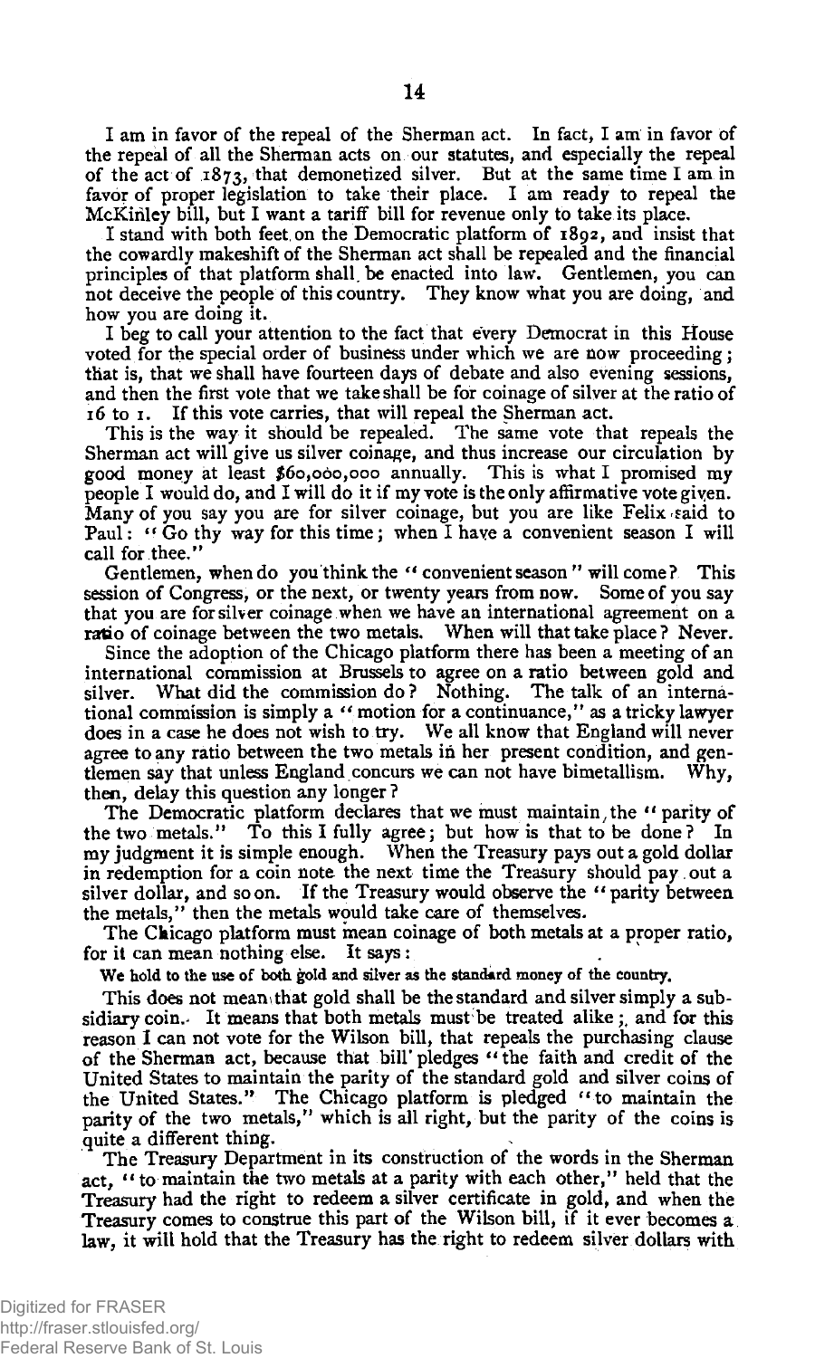I am in favor of the repeal of the Sherman act. In fact, I am in favor of the repeal of all the Sherman acts on our statutes, and especially the repeal of the act of 1873, that demonetized silver. But at the same time I am in favor of proper legislation to take their place. I am ready to repeal the McKinley bill, but I want a tariff bill for revenue only to take its place.

I stand with both feet on the Democratic platform of 1892, and insist that the cowardly makeshift of the Sherman act shall be repealed and the financial principles of that platform shall be enacted into law. Gentlemen, you can not deceive the people of this country. They know what you are doing, and how you are doing it.

I beg to call your attention to the fact that every Democrat in this House voted for the special order of business under which we are now proceeding; that is, that we shall have fourteen days of debate and also evening sessions, and then the first vote that we take shall be for coinage of silver at the ratio of 16 to 1. If this vote carries, that will repeal the Sherman act.

This is the way it should be repealed. The same vote that repeals the Sherman act will give us silver coinage, and thus increase our circulation by good money at least $60,000,000 annually. This is what I promised my people I would do, and I will do it if my vote is the only affirmative vote given. Many of you say you are for silver coinage, but you are like Felix said to Paul: "Go thy way for this time; when I have a convenient season I will call for thee."

Gentlemen, when do you think the "convenient season" will come? This session of Congress, or the next, or twenty years from now. Some of you say that you are for silver coinage when we have an international agreement on a ratio of coinage between the two metals. When will that take place? Never.

Since the adoption of the Chicago platform there has been a meeting of an international commission at Brussels to agree on a ratio between gold and silver. What did the commission do? Nothing. The talk of an international commission is simply a "motion for a continuance," as a tricky lawyer does in a case he does not wish to try. We all know that England will never agree to any ratio between the two metals in her present condition, and gentlemen say that unless England concurs we can not have bimetallism. Why, then, delay this question any longer?

The Democratic platform declares that we must maintain the "parity of the two metals." To this I fully agree; but how is that to be done? In my judgment it is simple enough. When the Treasury pays out a gold dollar in redemption for a coin note the next time the Treasury should pay out a silver dollar, and so on. If the Treasury would observe the "parity between the metals," then the metals would take care of themselves.

The Chicago platform must mean coinage of both metals at a proper ratio, for it can mean nothing else. It says:

We hold to the use of both gold and silver as the standard money of the country.

This does not mean that gold shall be the standard and silver simply a subsidiary coin. It means that both metals must be treated alike; and for this reason I can not vote for the Wilson bill, that repeals the purchasing clause of the Sherman act, because that bill pledges "the faith and credit of the United States to maintain the parity of the standard gold and silver coins of the United States." The Chicago platform is pledged "to maintain the parity of the two metals," which is all right, but the parity of the coins is quite a different thing.

The Treasury Department in its construction of the words in the Sherman act, "to maintain the two metals at a parity with each other," held that the Treasury had the right to redeem a silver certificate in gold, and when the Treasury comes to construe this part of the Wilson bill, if it ever becomes a law, it will hold that the Treasury has the right to redeem silver dollars with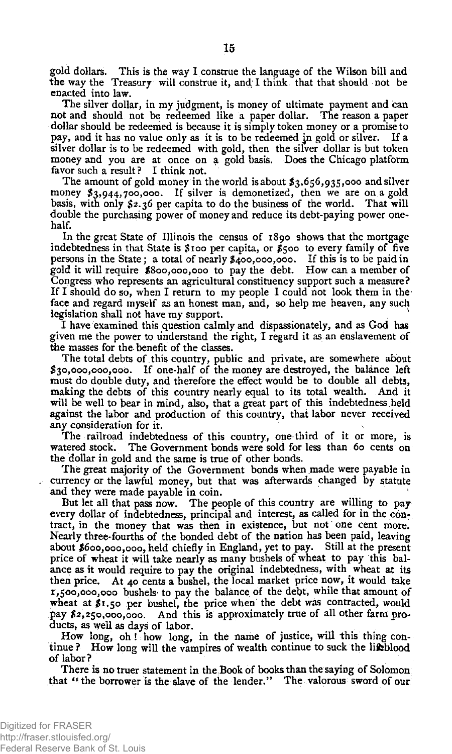gold dollars. This is the way I construe the language of the Wilson bill and the way the Treasury will construe it, and I think that that should not be enacted into law.

The silver dollar, in my judgment, is money of ultimate payment and can not and should not be redeemed like a paper dollar. The reason a paper dollar should be redeemed is because it is simply token money or a promise to pay, and it has no value only as it is to be redeemed in gold or silver. If a silver dollar is to be redeemed with gold, then the silver dollar is but token money and you are at once on a gold basis. Does the Chicago platform favor such a result? I think not.

The amount of gold money in the world is about $3,656,935,000 and silver money $3,944,700,000. If silver is demonetized, then we are on a gold basis, with only $2.36 per capita to do the business of the world. That will double the purchasing power of money and reduce its debt-paying power one-half.

In the great State of Illinois the census of 1890 shows that the mortgage indebtedness in that State is $100 per capita, or $500 to every family of five persons in the State; a total of nearly $400,000,000. If this is to be paid in gold it will require $800,000,000 to pay the debt. How can a member of Congress who represents an agricultural constituency support such a measure? If I should do so, when I return to my people I could not look them in the face and regard myself as an honest man, and, so help me heaven, any such legislation shall not have my support.

I have examined this question calmly and dispassionately, and as God has given me the power to understand the right, I regard it as an enslavement of the masses for the benefit of the classes.

The total debts of this country, public and private, are somewhere about $30,000,000,000. If one-half of the money are destroyed, the balance left must do double duty, and therefore the effect would be to double all debts, making the debts of this country nearly equal to its total wealth. And it will be well to bear in mind, also, that a great part of this indebtedness held against the labor and production of this country, that labor never received any consideration for it.

The railroad indebtedness of this country, one-third of it or more, is watered stock. The Government bonds were sold for less than 60 cents on the dollar in gold and the same is true of other bonds.

The great majority of the Government bonds when made were payable in currency or the lawful money, but that was afterwards changed by statute and they were made payable in coin.

But let all that pass now. The people of this country are willing to pay every dollar of indebtedness, principal and interest, as called for in the contract, in the money that was then in existence, but not one cent more. Nearly three-fourths of the bonded debt of the nation has been paid, leaving about $600,000,000, held chiefly in England, yet to pay. Still at the present price of wheat it will take nearly as many bushels of wheat to pay this balance as it would require to pay the original indebtedness, with wheat at its then price. At 40 cents a bushel, the local market price now, it would take 1,500,000,000 bushels to pay the balance of the debt, while that amount of wheat at $1.50 per bushel, the price when the debt was contracted, would pay $2,250,000,000. And this is approximately true of all other farm products, as well as days of labor.

How long, oh! how long, in the name of justice, will this thing continue? How long will the vampires of wealth continue to suck the lifeblood of labor?

There is no truer statement in the Book of books than the saying of Solomon that "the borrower is the slave of the lender." The valorous sword of our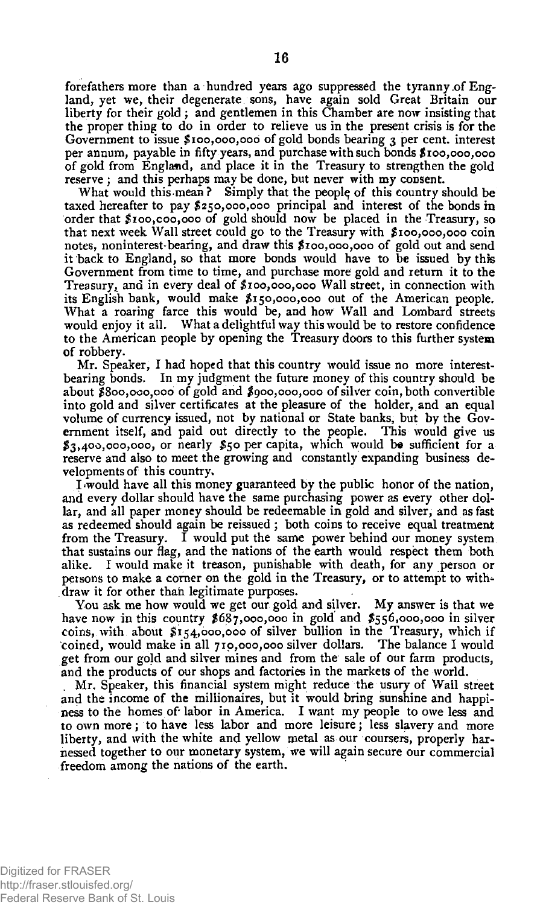forefathers more than a hundred years ago suppressed the tyranny of England, yet we, their degenerate sons, have again sold Great Britain our liberty for their gold; and gentlemen in this Chamber are now insisting that the proper thing to do in order to relieve us in the present crisis is for the Government to issue $100,000,000 of gold bonds bearing 3 per cent. interest per annum, payable in fifty years, and purchase with such bonds $100,000,000 of gold from England, and place it in the Treasury to strengthen the gold reserve; and this perhaps may be done, but never with my consent.

What would this mean? Simply that the people of this country should be taxed hereafter to pay $250,000,000 principal and interest of the bonds in order that $100,000,000 of gold should now be placed in the Treasury, so that next week Wall street could go to the Treasury with $100,000,000 coin notes, noninterest-bearing, and draw this $100,000,000 of gold out and send it back to England, so that more bonds would have to be issued by this Government from time to time, and purchase more gold and return it to the Treasury, and in every deal of $100,000,000 Wall street, in connection with its English bank, would make $150,000,000 out of the American people. What a roaring farce this would be, and how Wall and Lombard streets would enjoy it all. What a delightful way this would be to restore confidence to the American people by opening the Treasury doors to this further system of robbery.

Mr. Speaker, I had hoped that this country would issue no more interest-bearing bonds. In my judgment the future money of this country should be about $800,000,000 of gold and $900,000,000 of silver coin, both convertible into gold and silver certificates at the pleasure of the holder, and an equal volume of currency issued, not by national or State banks, but by the Government itself, and paid out directly to the people. This would give us $3,400,000,000, or nearly $50 per capita, which would be sufficient for a reserve and also to meet the growing and constantly expanding business developments of this country.

I would have all this money guaranteed by the public honor of the nation, and every dollar should have the same purchasing power as every other dollar, and all paper money should be redeemable in gold and silver, and as fast as redeemed should again be reissued; both coins to receive equal treatment from the Treasury. I would put the same power behind our money system that sustains our flag, and the nations of the earth would respect them both alike. I would make it treason, punishable with death, for any person or persons to make a corner on the gold in the Treasury, or to attempt to withdraw it for other than legitimate purposes.

You ask me how would we get our gold and silver. My answer is that we have now in this country $687,000,000 in gold and $556,000,000 in silver coins, with about $154,000,000 of silver bullion in the Treasury, which if coined, would make in all 710,000,000 silver dollars. The balance I would get from our gold and silver mines and from the sale of our farm products, and the products of our shops and factories in the markets of the world.

Mr. Speaker, this financial system might reduce the usury of Wall street and the income of the millionaires, but it would bring sunshine and happiness to the homes of labor in America. I want my people to owe less and to own more; to have less labor and more leisure; less slavery and more liberty, and with the white and yellow metal as our coursers, properly harnessed together to our monetary system, we will again secure our commercial freedom among the nations of the earth.